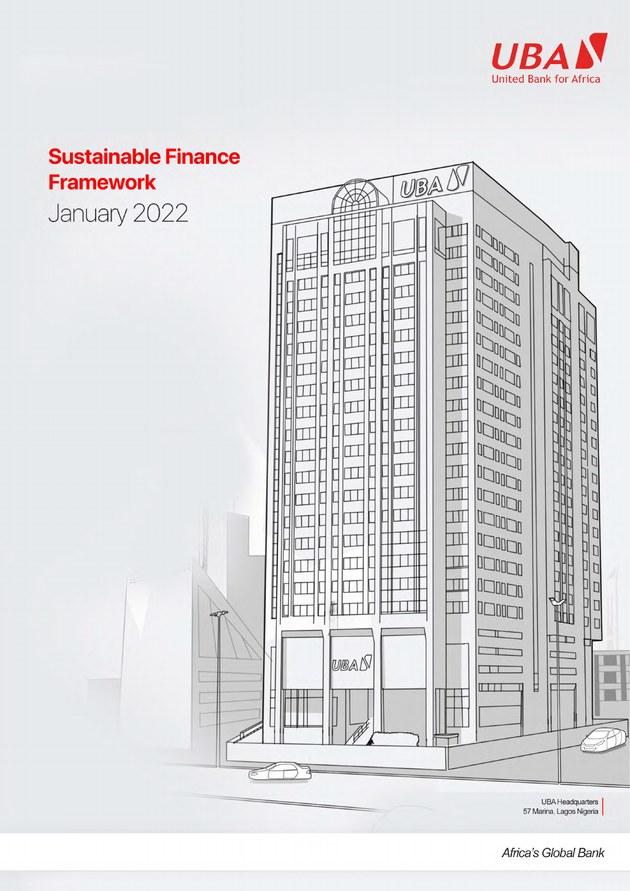UBA
United Bank for Africa

# Sustainable Finance Framework

January 2022

UBA Headquarters
57 Marina, Lagos Nigeria

*Africa's Global Bank*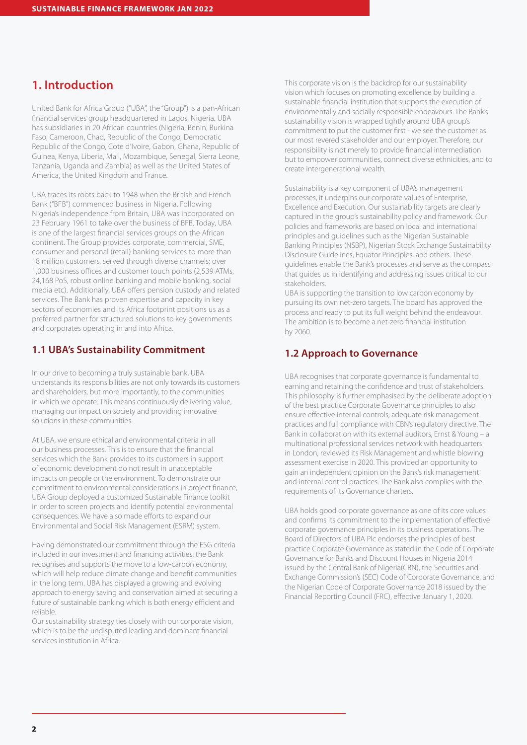# 1. Introduction

United Bank for Africa Group ("UBA", the "Group") is a pan-African financial services group headquartered in Lagos, Nigeria. UBA has subsidiaries in 20 African countries (Nigeria, Benin, Burkina Faso, Cameroon, Chad, Republic of the Congo, Democratic Republic of the Congo, Cote d'Ivoire, Gabon, Ghana, Republic of Guinea, Kenya, Liberia, Mali, Mozambique, Senegal, Sierra Leone, Tanzania, Uganda and Zambia) as well as the United States of America, the United Kingdom and France.

UBA traces its roots back to 1948 when the British and French Bank ("BFB") commenced business in Nigeria. Following Nigeria's independence from Britain, UBA was incorporated on 23 February 1961 to take over the business of BFB. Today, UBA is one of the largest financial services groups on the African continent. The Group provides corporate, commercial, SME, consumer and personal (retail) banking services to more than 18 million customers, served through diverse channels: over 1,000 business offices and customer touch points (2,539 ATMs, 24,168 PoS, robust online banking and mobile banking, social media etc). Additionally, UBA offers pension custody and related services. The Bank has proven expertise and capacity in key sectors of economies and its Africa footprint positions us as a preferred partner for structured solutions to key governments and corporates operating in and into Africa.

## 1.1 UBA's Sustainability Commitment

In our drive to becoming a truly sustainable bank, UBA understands its responsibilities are not only towards its customers and shareholders, but more importantly, to the communities in which we operate. This means continuously delivering value, managing our impact on society and providing innovative solutions in these communities.

At UBA, we ensure ethical and environmental criteria in all our business processes. This is to ensure that the financial services which the Bank provides to its customers in support of economic development do not result in unacceptable impacts on people or the environment. To demonstrate our commitment to environmental considerations in project finance, UBA Group deployed a customized Sustainable Finance toolkit in order to screen projects and identify potential environmental consequences. We have also made efforts to expand our Environmental and Social Risk Management (ESRM) system.

Having demonstrated our commitment through the ESG criteria included in our investment and financing activities, the Bank recognises and supports the move to a low-carbon economy, which will help reduce climate change and benefit communities in the long term. UBA has displayed a growing and evolving approach to energy saving and conservation aimed at securing a future of sustainable banking which is both energy efficient and reliable.

Our sustainability strategy ties closely with our corporate vision, which is to be the undisputed leading and dominant financial services institution in Africa.

This corporate vision is the backdrop for our sustainability vision which focuses on promoting excellence by building a sustainable financial institution that supports the execution of environmentally and socially responsible endeavours. The Bank's sustainability vision is wrapped tightly around UBA group's commitment to put the customer first - we see the customer as our most revered stakeholder and our employer. Therefore, our responsibility is not merely to provide financial intermediation but to empower communities, connect diverse ethnicities, and to create intergenerational wealth.

Sustainability is a key component of UBA's management processes, it underpins our corporate values of Enterprise, Excellence and Execution. Our sustainability targets are clearly captured in the group's sustainability policy and framework. Our policies and frameworks are based on local and international principles and guidelines such as the Nigerian Sustainable Banking Principles (NSBP), Nigerian Stock Exchange Sustainability Disclosure Guidelines, Equator Principles, and others. These guidelines enable the Bank's processes and serve as the compass that guides us in identifying and addressing issues critical to our stakeholders.

UBA is supporting the transition to low carbon economy by pursuing its own net-zero targets. The board has approved the process and ready to put its full weight behind the endeavour. The ambition is to become a net-zero financial institution by 2060.

## 1.2 Approach to Governance

UBA recognises that corporate governance is fundamental to earning and retaining the confidence and trust of stakeholders. This philosophy is further emphasised by the deliberate adoption of the best practice Corporate Governance principles to also ensure effective internal controls, adequate risk management practices and full compliance with CBN's regulatory directive. The Bank in collaboration with its external auditors, Ernst & Young – a multinational professional services network with headquarters in London, reviewed its Risk Management and whistle blowing assessment exercise in 2020. This provided an opportunity to gain an independent opinion on the Bank's risk management and internal control practices. The Bank also complies with the requirements of its Governance charters.

UBA holds good corporate governance as one of its core values and confirms its commitment to the implementation of effective corporate governance principles in its business operations. The Board of Directors of UBA Plc endorses the principles of best practice Corporate Governance as stated in the Code of Corporate Governance for Banks and Discount Houses in Nigeria 2014 issued by the Central Bank of Nigeria(CBN), the Securities and Exchange Commission's (SEC) Code of Corporate Governance, and the Nigerian Code of Corporate Governance 2018 issued by the Financial Reporting Council (FRC), effective January 1, 2020.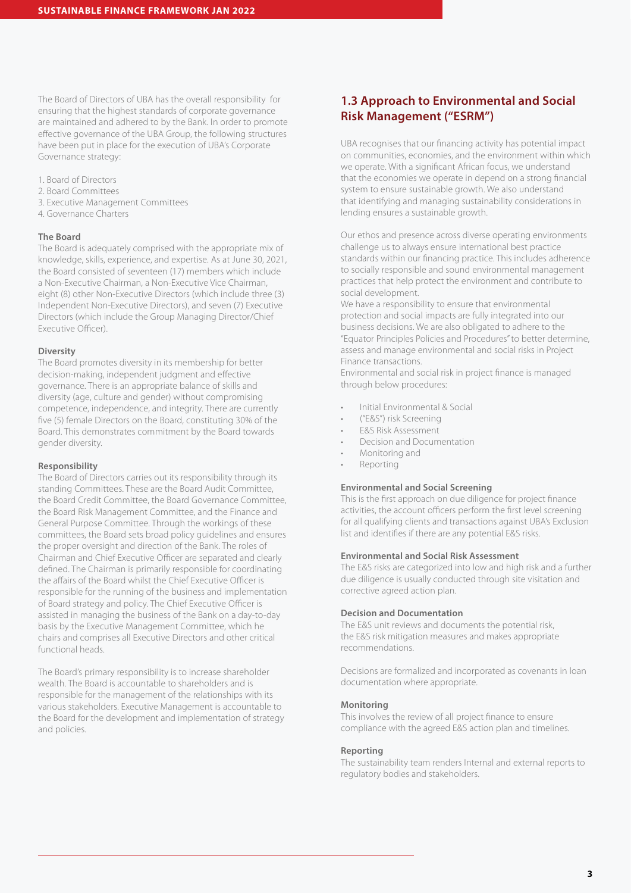The Board of Directors of UBA has the overall responsibility for ensuring that the highest standards of corporate governance are maintained and adhered to by the Bank. In order to promote effective governance of the UBA Group, the following structures have been put in place for the execution of UBA's Corporate Governance strategy:

1. Board of Directors
2. Board Committees
3. Executive Management Committees
4. Governance Charters

**The Board**

The Board is adequately comprised with the appropriate mix of knowledge, skills, experience, and expertise. As at June 30, 2021, the Board consisted of seventeen (17) members which include a Non-Executive Chairman, a Non-Executive Vice Chairman, eight (8) other Non-Executive Directors (which include three (3) Independent Non-Executive Directors), and seven (7) Executive Directors (which include the Group Managing Director/Chief Executive Officer).

**Diversity**

The Board promotes diversity in its membership for better decision-making, independent judgment and effective governance. There is an appropriate balance of skills and diversity (age, culture and gender) without compromising competence, independence, and integrity. There are currently five (5) female Directors on the Board, constituting 30% of the Board. This demonstrates commitment by the Board towards gender diversity.

**Responsibility**

The Board of Directors carries out its responsibility through its standing Committees. These are the Board Audit Committee, the Board Credit Committee, the Board Governance Committee, the Board Risk Management Committee, and the Finance and General Purpose Committee. Through the workings of these committees, the Board sets broad policy guidelines and ensures the proper oversight and direction of the Bank. The roles of Chairman and Chief Executive Officer are separated and clearly defined. The Chairman is primarily responsible for coordinating the affairs of the Board whilst the Chief Executive Officer is responsible for the running of the business and implementation of Board strategy and policy. The Chief Executive Officer is assisted in managing the business of the Bank on a day-to-day basis by the Executive Management Committee, which he chairs and comprises all Executive Directors and other critical functional heads.

The Board's primary responsibility is to increase shareholder wealth. The Board is accountable to shareholders and is responsible for the management of the relationships with its various stakeholders. Executive Management is accountable to the Board for the development and implementation of strategy and policies.

## 1.3 Approach to Environmental and Social Risk Management ("ESRM")

UBA recognises that our financing activity has potential impact on communities, economies, and the environment within which we operate. With a significant African focus, we understand that the economies we operate in depend on a strong financial system to ensure sustainable growth. We also understand that identifying and managing sustainability considerations in lending ensures a sustainable growth.

Our ethos and presence across diverse operating environments challenge us to always ensure international best practice standards within our financing practice. This includes adherence to socially responsible and sound environmental management practices that help protect the environment and contribute to social development.

We have a responsibility to ensure that environmental protection and social impacts are fully integrated into our business decisions. We are also obligated to adhere to the "Equator Principles Policies and Procedures" to better determine, assess and manage environmental and social risks in Project Finance transactions.

Environmental and social risk in project finance is managed through below procedures:

- Initial Environmental & Social
- ("E&S") risk Screening
- E&S Risk Assessment
- Decision and Documentation
- Monitoring and
- Reporting

**Environmental and Social Screening**

This is the first approach on due diligence for project finance activities, the account officers perform the first level screening for all qualifying clients and transactions against UBA's Exclusion list and identifies if there are any potential E&S risks.

**Environmental and Social Risk Assessment**

The E&S risks are categorized into low and high risk and a further due diligence is usually conducted through site visitation and corrective agreed action plan.

**Decision and Documentation**

The E&S unit reviews and documents the potential risk, the E&S risk mitigation measures and makes appropriate recommendations.

Decisions are formalized and incorporated as covenants in loan documentation where appropriate.

**Monitoring**

This involves the review of all project finance to ensure compliance with the agreed E&S action plan and timelines.

**Reporting**

The sustainability team renders Internal and external reports to regulatory bodies and stakeholders.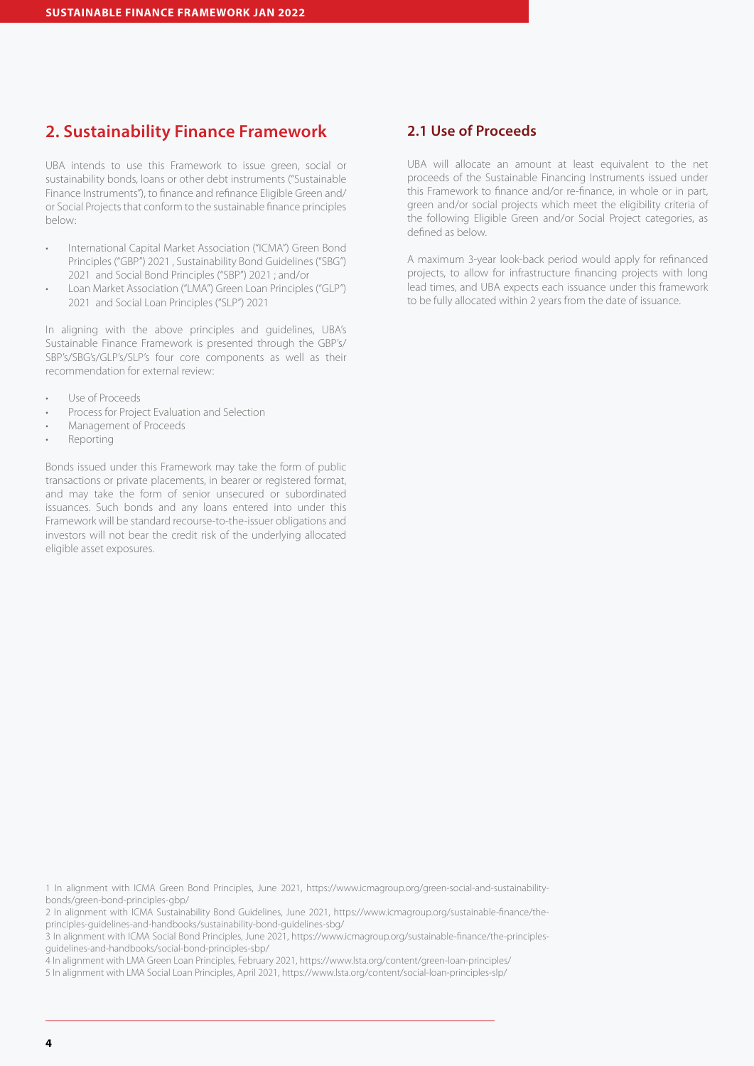## 2. Sustainability Finance Framework

UBA intends to use this Framework to issue green, social or sustainability bonds, loans or other debt instruments ("Sustainable Finance Instruments"), to finance and refinance Eligible Green and/or Social Projects that conform to the sustainable finance principles below:

- International Capital Market Association ("ICMA") Green Bond Principles ("GBP") 2021 , Sustainability Bond Guidelines ("SBG") 2021 and Social Bond Principles ("SBP") 2021 ; and/or
- Loan Market Association ("LMA") Green Loan Principles ("GLP") 2021 and Social Loan Principles ("SLP") 2021

In aligning with the above principles and guidelines, UBA's Sustainable Finance Framework is presented through the GBP's/SBP's/SBG's/GLP's/SLP's four core components as well as their recommendation for external review:

- Use of Proceeds
- Process for Project Evaluation and Selection
- Management of Proceeds
- Reporting

Bonds issued under this Framework may take the form of public transactions or private placements, in bearer or registered format, and may take the form of senior unsecured or subordinated issuances. Such bonds and any loans entered into under this Framework will be standard recourse-to-the-issuer obligations and investors will not bear the credit risk of the underlying allocated eligible asset exposures.

### 2.1 Use of Proceeds

UBA will allocate an amount at least equivalent to the net proceeds of the Sustainable Financing Instruments issued under this Framework to finance and/or re-finance, in whole or in part, green and/or social projects which meet the eligibility criteria of the following Eligible Green and/or Social Project categories, as defined as below.

A maximum 3-year look-back period would apply for refinanced projects, to allow for infrastructure financing projects with long lead times, and UBA expects each issuance under this framework to be fully allocated within 2 years from the date of issuance.

---

1 In alignment with ICMA Green Bond Principles, June 2021, https://www.icmagroup.org/green-social-and-sustainability-bonds/green-bond-principles-gbp/

2 In alignment with ICMA Sustainability Bond Guidelines, June 2021, https://www.icmagroup.org/sustainable-finance/the-principles-guidelines-and-handbooks/sustainability-bond-guidelines-sbg/

3 In alignment with ICMA Social Bond Principles, June 2021, https://www.icmagroup.org/sustainable-finance/the-principles-guidelines-and-handbooks/social-bond-principles-sbp/

4 In alignment with LMA Green Loan Principles, February 2021, https://www.lsta.org/content/green-loan-principles/

5 In alignment with LMA Social Loan Principles, April 2021, https://www.lsta.org/content/social-loan-principles-slp/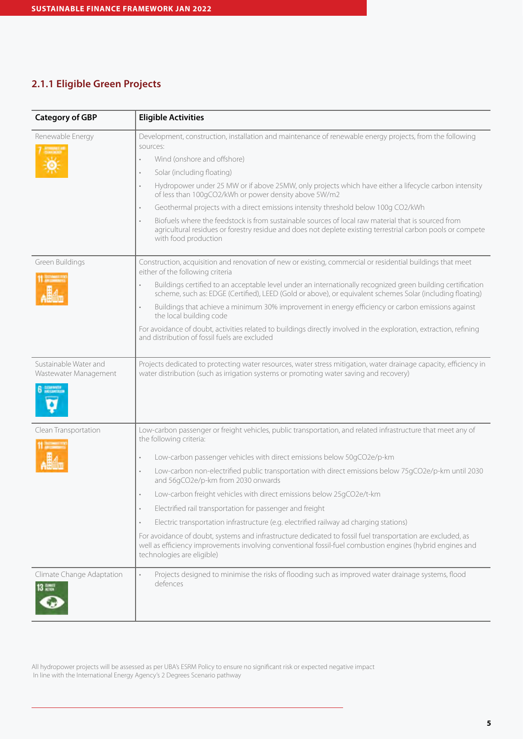### 2.1.1 Eligible Green Projects

| Category of GBP | Eligible Activities |
|---|---|
| Renewable Energy | Development, construction, installation and maintenance of renewable energy projects, from the following sources: <br>• Wind (onshore and offshore)<br>• Solar (including floating)<br>• Hydropower under 25 MW or if above 25MW, only projects which have either a lifecycle carbon intensity of less than 100gCO2/kWh or power density above 5W/m2<br>• Geothermal projects with a direct emissions intensity threshold below 100g CO2/kWh<br>• Biofuels where the feedstock is from sustainable sources of local raw material that is sourced from agricultural residues or forestry residue and does not deplete existing terrestrial carbon pools or compete with food production |
| Green Buildings | Construction, acquisition and renovation of new or existing, commercial or residential buildings that meet either of the following criteria<br>• Buildings certified to an acceptable level under an internationally recognized green building certification scheme, such as: EDGE (Certified), LEED (Gold or above), or equivalent schemes Solar (including floating)<br>• Buildings that achieve a minimum 30% improvement in energy efficiency or carbon emissions against the local building code<br>For avoidance of doubt, activities related to buildings directly involved in the exploration, extraction, refining and distribution of fossil fuels are excluded |
| Sustainable Water and Wastewater Management | Projects dedicated to protecting water resources, water stress mitigation, water drainage capacity, efficiency in water distribution (such as irrigation systems or promoting water saving and recovery) |
| Clean Transportation | Low-carbon passenger or freight vehicles, public transportation, and related infrastructure that meet any of the following criteria:<br>• Low-carbon passenger vehicles with direct emissions below 50gCO2e/p-km<br>• Low-carbon non-electrified public transportation with direct emissions below 75gCO2e/p-km until 2030 and 56gCO2e/p-km from 2030 onwards<br>• Low-carbon freight vehicles with direct emissions below 25gCO2e/t-km<br>• Electrified rail transportation for passenger and freight<br>• Electric transportation infrastructure (e.g. electrified railway ad charging stations)<br>For avoidance of doubt, systems and infrastructure dedicated to fossil fuel transportation are excluded, as well as efficiency improvements involving conventional fossil-fuel combustion engines (hybrid engines and technologies are eligible) |
| Climate Change Adaptation | • Projects designed to minimise the risks of flooding such as improved water drainage systems, flood defences |

All hydropower projects will be assessed as per UBA's ESRM Policy to ensure no significant risk or expected negative impact
In line with the International Energy Agency's 2 Degrees Scenario pathway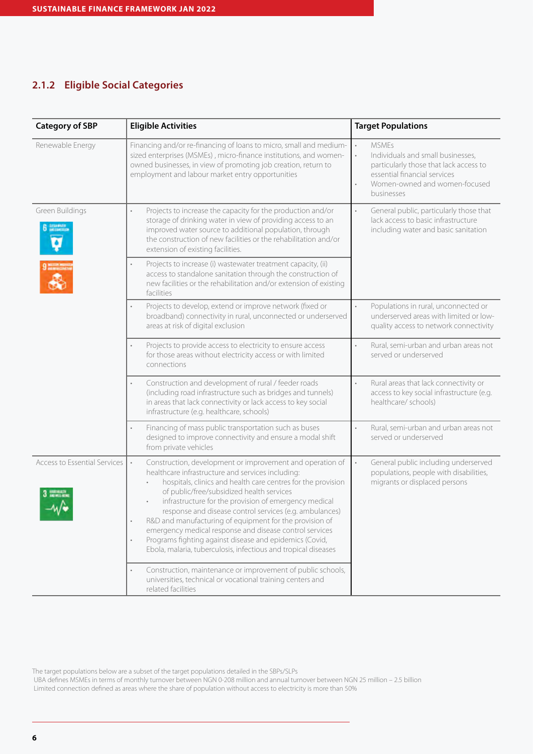### 2.1.2 Eligible Social Categories

| Category of SBP | Eligible Activities | Target Populations |
|---|---|---|
| Renewable Energy | Financing and/or re-financing of loans to micro, small and medium-sized enterprises (MSMEs) , micro-finance institutions, and women-owned businesses, in view of promoting job creation, return to employment and labour market entry opportunities | • MSMEs<br>• Individuals and small businesses, particularly those that lack access to essential financial services<br>• Women-owned and women-focused businesses |
| Green Buildings | • Projects to increase the capacity for the production and/or storage of drinking water in view of providing access to an improved water source to additional population, through the construction of new facilities or the rehabilitation and/or extension of existing facilities. | • General public, particularly those that lack access to basic infrastructure including water and basic sanitation |
| | • Projects to increase (i) wastewater treatment capacity, (ii) access to standalone sanitation through the construction of new facilities or the rehabilitation and/or extension of existing facilities | |
| | • Projects to develop, extend or improve network (fixed or broadband) connectivity in rural, unconnected or underserved areas at risk of digital exclusion | • Populations in rural, unconnected or underserved areas with limited or low-quality access to network connectivity |
| | • Projects to provide access to electricity to ensure access for those areas without electricity access or with limited connections | • Rural, semi-urban and urban areas not served or underserved |
| | • Construction and development of rural / feeder roads (including road infrastructure such as bridges and tunnels) in areas that lack connectivity or lack access to key social infrastructure (e.g. healthcare, schools) | • Rural areas that lack connectivity or access to key social infrastructure (e.g. healthcare/ schools) |
| | • Financing of mass public transportation such as buses designed to improve connectivity and ensure a modal shift from private vehicles | • Rural, semi-urban and urban areas not served or underserved |
| Access to Essential Services | • Construction, development or improvement and operation of healthcare infrastructure and services including:<br>  • hospitals, clinics and health care centres for the provision of public/free/subsidized health services<br>  • infrastructure for the provision of emergency medical response and disease control services (e.g. ambulances)<br>• R&D and manufacturing of equipment for the provision of emergency medical response and disease control services<br>• Programs fighting against disease and epidemics (Covid, Ebola, malaria, tuberculosis, infectious and tropical diseases | • General public including underserved populations, people with disabilities, migrants or displaced persons |
| | • Construction, maintenance or improvement of public schools, universities, technical or vocational training centers and related facilities | |

The target populations below are a subset of the target populations detailed in the SBPs/SLPs
UBA defines MSMEs in terms of monthly turnover between NGN 0-208 million and annual turnover between NGN 25 million – 2.5 billion
Limited connection defined as areas where the share of population without access to electricity is more than 50%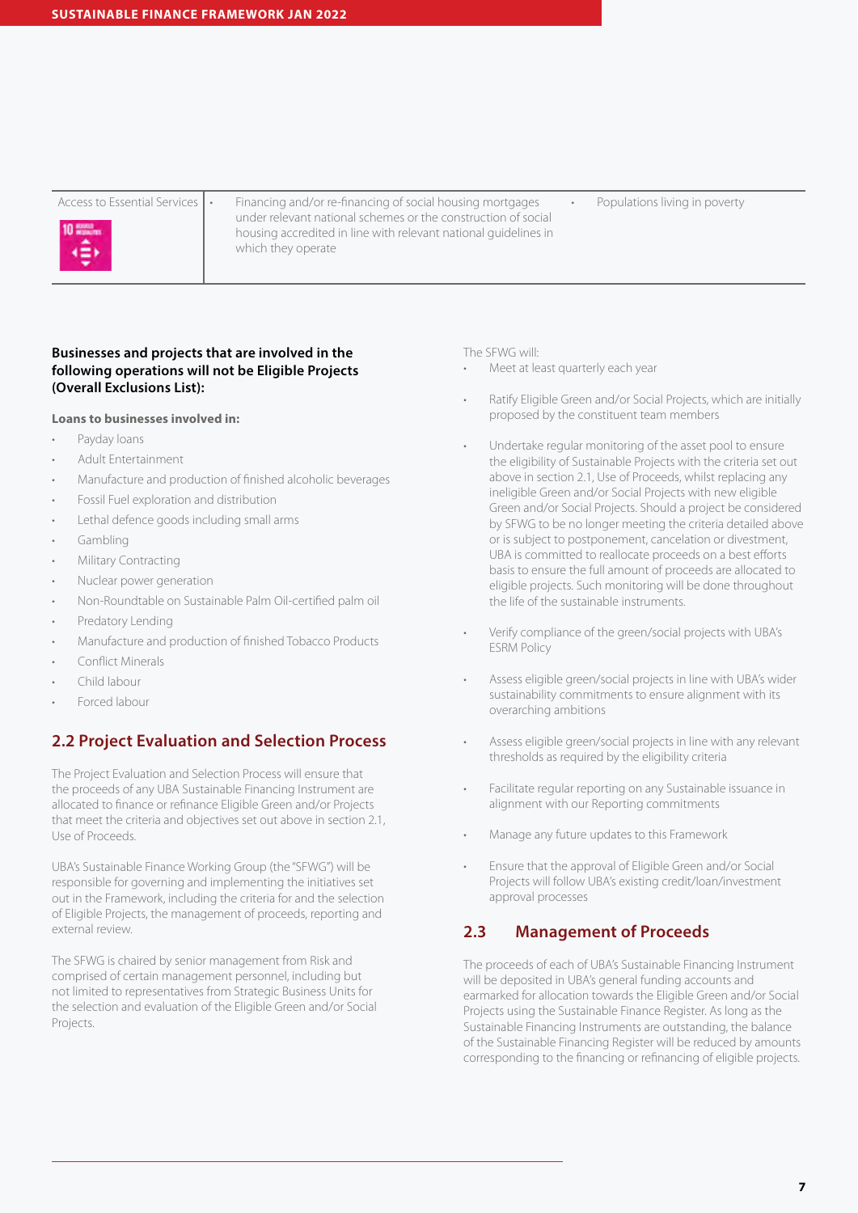| Access to Essential Services | Financing and/or re-financing of social housing mortgages under relevant national schemes or the construction of social housing accredited in line with relevant national guidelines in which they operate | Populations living in poverty |
|---|---|---|

**Businesses and projects that are involved in the following operations will not be Eligible Projects (Overall Exclusions List):**

**Loans to businesses involved in:**

- Payday loans
- Adult Entertainment
- Manufacture and production of finished alcoholic beverages
- Fossil Fuel exploration and distribution
- Lethal defence goods including small arms
- Gambling
- Military Contracting
- Nuclear power generation
- Non-Roundtable on Sustainable Palm Oil-certified palm oil
- Predatory Lending
- Manufacture and production of finished Tobacco Products
- Conflict Minerals
- Child labour
- Forced labour

## 2.2 Project Evaluation and Selection Process

The Project Evaluation and Selection Process will ensure that the proceeds of any UBA Sustainable Financing Instrument are allocated to finance or refinance Eligible Green and/or Projects that meet the criteria and objectives set out above in section 2.1, Use of Proceeds.

UBA's Sustainable Finance Working Group (the "SFWG") will be responsible for governing and implementing the initiatives set out in the Framework, including the criteria for and the selection of Eligible Projects, the management of proceeds, reporting and external review.

The SFWG is chaired by senior management from Risk and comprised of certain management personnel, including but not limited to representatives from Strategic Business Units for the selection and evaluation of the Eligible Green and/or Social Projects.

The SFWG will:

- Meet at least quarterly each year
- Ratify Eligible Green and/or Social Projects, which are initially proposed by the constituent team members
- Undertake regular monitoring of the asset pool to ensure the eligibility of Sustainable Projects with the criteria set out above in section 2.1, Use of Proceeds, whilst replacing any ineligible Green and/or Social Projects with new eligible Green and/or Social Projects. Should a project be considered by SFWG to be no longer meeting the criteria detailed above or is subject to postponement, cancelation or divestment, UBA is committed to reallocate proceeds on a best efforts basis to ensure the full amount of proceeds are allocated to eligible projects. Such monitoring will be done throughout the life of the sustainable instruments.
- Verify compliance of the green/social projects with UBA's ESRM Policy
- Assess eligible green/social projects in line with UBA's wider sustainability commitments to ensure alignment with its overarching ambitions
- Assess eligible green/social projects in line with any relevant thresholds as required by the eligibility criteria
- Facilitate regular reporting on any Sustainable issuance in alignment with our Reporting commitments
- Manage any future updates to this Framework
- Ensure that the approval of Eligible Green and/or Social Projects will follow UBA's existing credit/loan/investment approval processes

## 2.3 Management of Proceeds

The proceeds of each of UBA's Sustainable Financing Instrument will be deposited in UBA's general funding accounts and earmarked for allocation towards the Eligible Green and/or Social Projects using the Sustainable Finance Register. As long as the Sustainable Financing Instruments are outstanding, the balance of the Sustainable Financing Register will be reduced by amounts corresponding to the financing or refinancing of eligible projects.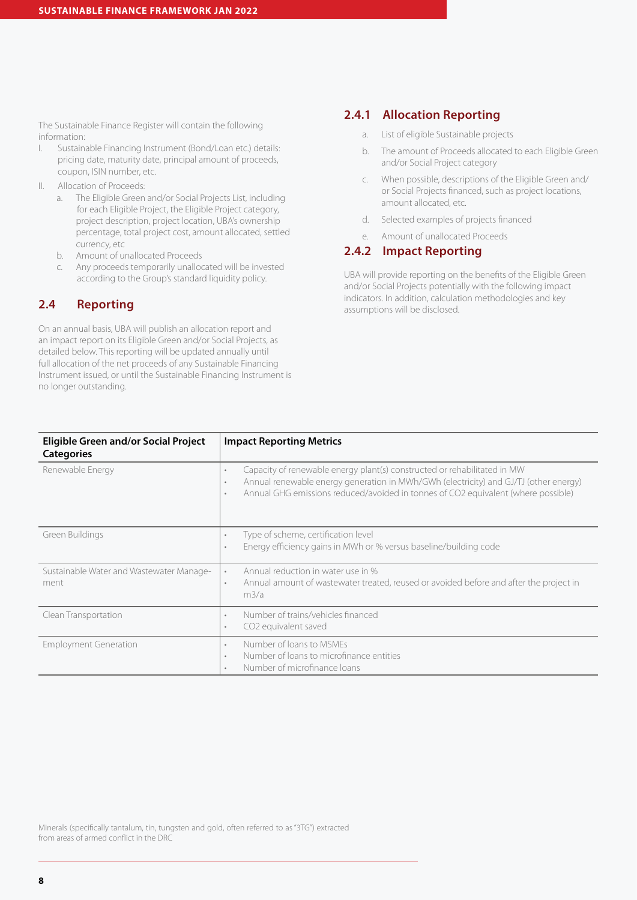The Sustainable Finance Register will contain the following information:

I. Sustainable Financing Instrument (Bond/Loan etc.) details: pricing date, maturity date, principal amount of proceeds, coupon, ISIN number, etc.
II. Allocation of Proceeds:
   a. The Eligible Green and/or Social Projects List, including for each Eligible Project, the Eligible Project category, project description, project location, UBA's ownership percentage, total project cost, amount allocated, settled currency, etc
   b. Amount of unallocated Proceeds
   c. Any proceeds temporarily unallocated will be invested according to the Group's standard liquidity policy.

## 2.4 Reporting

On an annual basis, UBA will publish an allocation report and an impact report on its Eligible Green and/or Social Projects, as detailed below. This reporting will be updated annually until full allocation of the net proceeds of any Sustainable Financing Instrument issued, or until the Sustainable Financing Instrument is no longer outstanding.

### 2.4.1 Allocation Reporting

a. List of eligible Sustainable projects
b. The amount of Proceeds allocated to each Eligible Green and/or Social Project category
c. When possible, descriptions of the Eligible Green and/or Social Projects financed, such as project locations, amount allocated, etc.
d. Selected examples of projects financed
e. Amount of unallocated Proceeds

### 2.4.2 Impact Reporting

UBA will provide reporting on the benefits of the Eligible Green and/or Social Projects potentially with the following impact indicators. In addition, calculation methodologies and key assumptions will be disclosed.

| Eligible Green and/or Social Project Categories | Impact Reporting Metrics |
|---|---|
| Renewable Energy | • Capacity of renewable energy plant(s) constructed or rehabilitated in MW<br>• Annual renewable energy generation in MWh/GWh (electricity) and GJ/TJ (other energy)<br>• Annual GHG emissions reduced/avoided in tonnes of $CO_2$ equivalent (where possible) |
| Green Buildings | • Type of scheme, certification level<br>• Energy efficiency gains in MWh or % versus baseline/building code |
| Sustainable Water and Wastewater Management | • Annual reduction in water use in %<br>• Annual amount of wastewater treated, reused or avoided before and after the project in m3/a |
| Clean Transportation | • Number of trains/vehicles financed<br>• $CO_2$ equivalent saved |
| Employment Generation | • Number of loans to MSMEs<br>• Number of loans to microfinance entities<br>• Number of microfinance loans |

Minerals (specifically tantalum, tin, tungsten and gold, often referred to as "3TG") extracted from areas of armed conflict in the DRC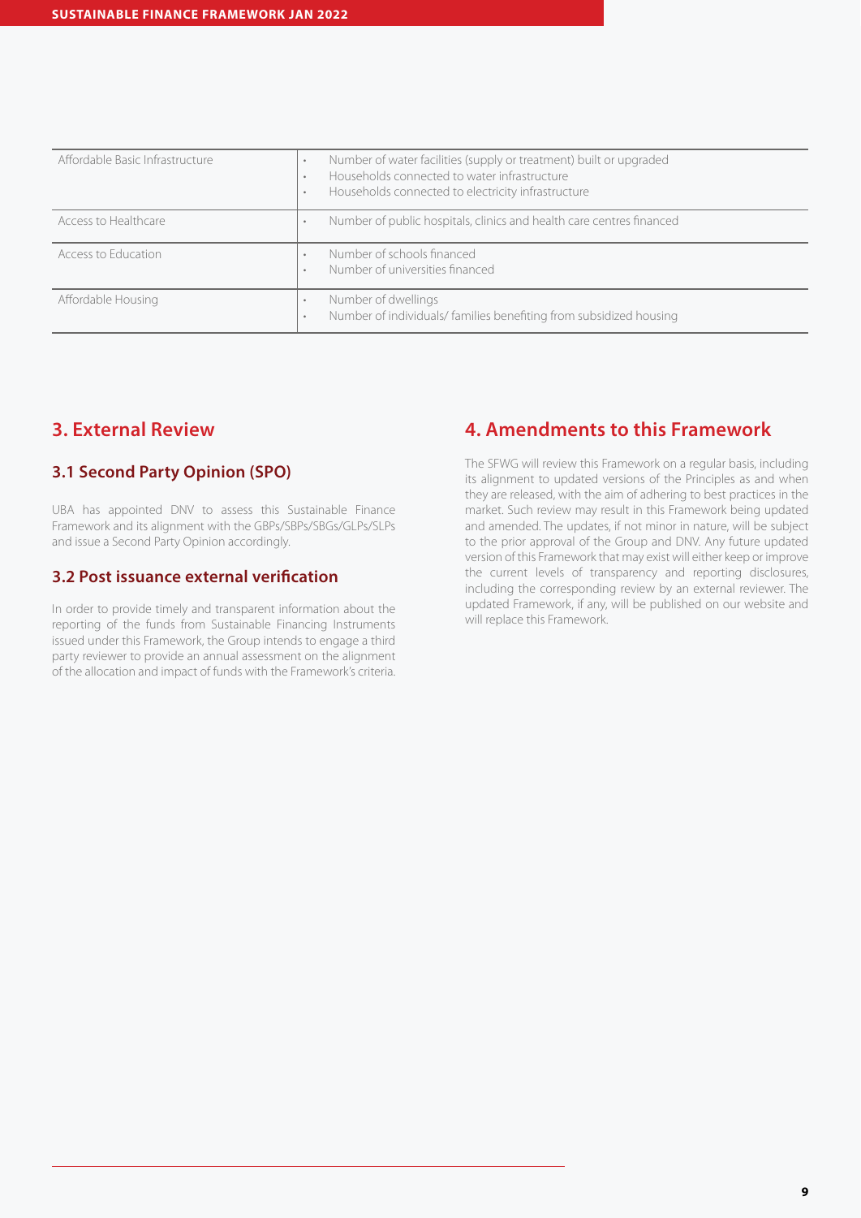| | |
|---|---|
| Affordable Basic Infrastructure | • Number of water facilities (supply or treatment) built or upgraded<br>• Households connected to water infrastructure<br>• Households connected to electricity infrastructure |
| Access to Healthcare | • Number of public hospitals, clinics and health care centres financed |
| Access to Education | • Number of schools financed<br>• Number of universities financed |
| Affordable Housing | • Number of dwellings<br>• Number of individuals/ families benefiting from subsidized housing |

## 3. External Review

### 3.1 Second Party Opinion (SPO)

UBA has appointed DNV to assess this Sustainable Finance Framework and its alignment with the GBPs/SBPs/SBGs/GLPs/SLPs and issue a Second Party Opinion accordingly.

### 3.2 Post issuance external verification

In order to provide timely and transparent information about the reporting of the funds from Sustainable Financing Instruments issued under this Framework, the Group intends to engage a third party reviewer to provide an annual assessment on the alignment of the allocation and impact of funds with the Framework's criteria.

## 4. Amendments to this Framework

The SFWG will review this Framework on a regular basis, including its alignment to updated versions of the Principles as and when they are released, with the aim of adhering to best practices in the market. Such review may result in this Framework being updated and amended. The updates, if not minor in nature, will be subject to the prior approval of the Group and DNV. Any future updated version of this Framework that may exist will either keep or improve the current levels of transparency and reporting disclosures, including the corresponding review by an external reviewer. The updated Framework, if any, will be published on our website and will replace this Framework.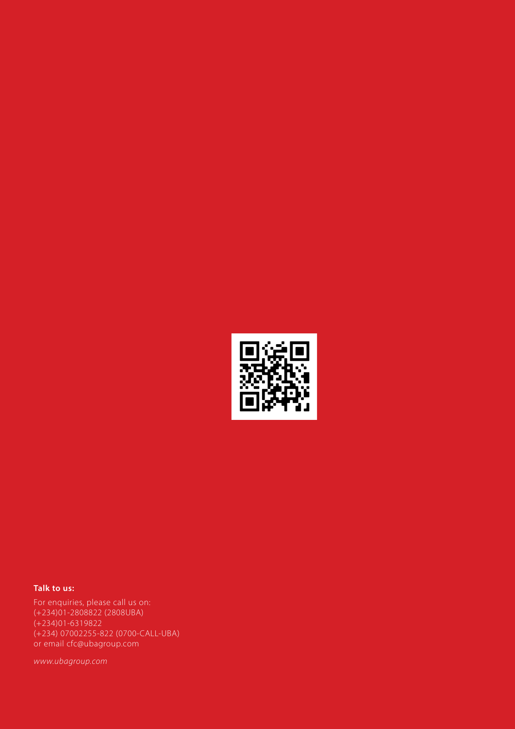**Talk to us:**

For enquiries, please call us on:
(+234)01-2808822 (2808UBA)
(+234)01-6319822
(+234) 07002255-822 (0700-CALL-UBA)
or email cfc@ubagroup.com

*www.ubagroup.com*